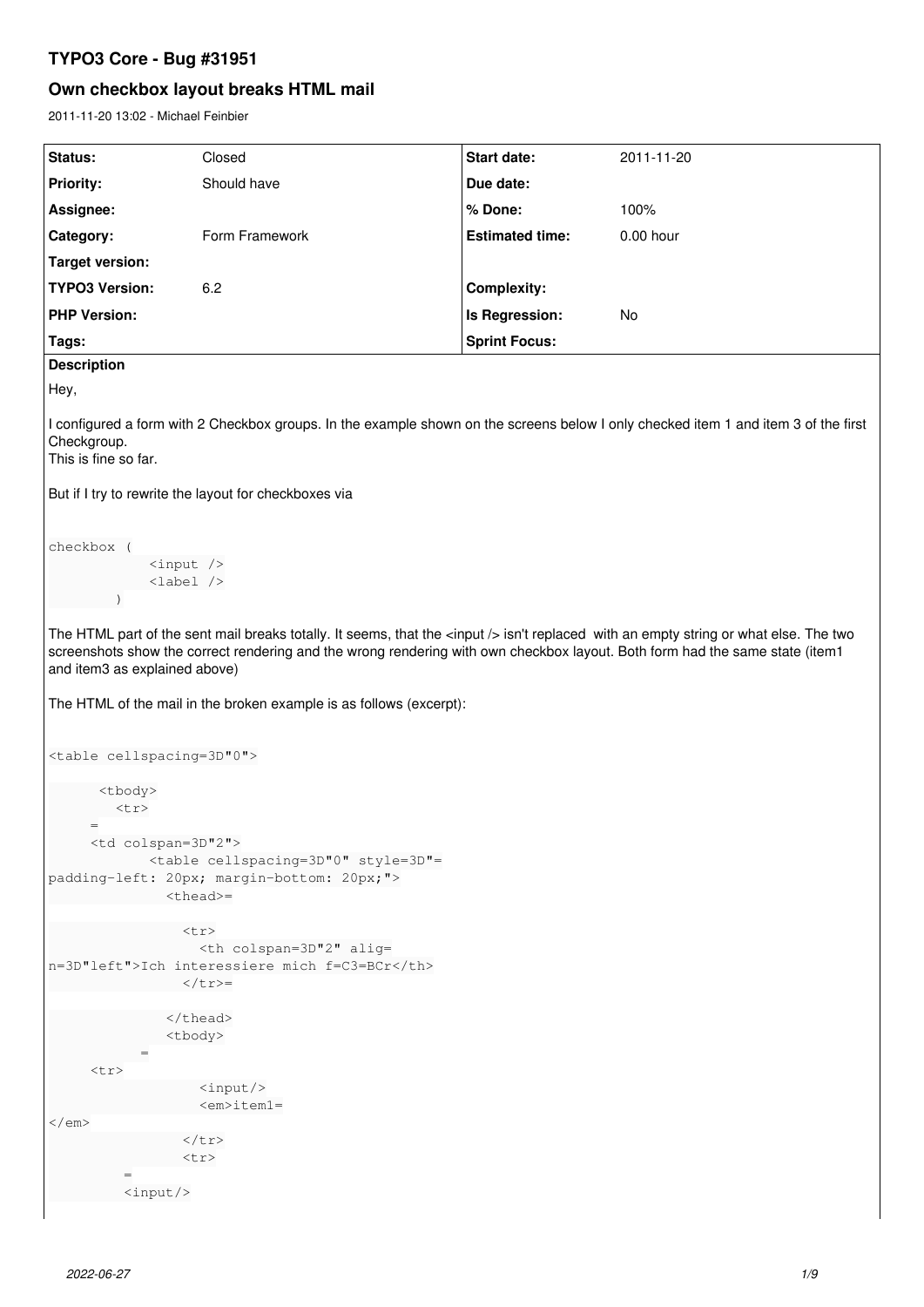# TYPO3 Core - Bug #31951

## Own checkbox layout breaks HTML mail

2011-11-20 13:02 - Michael Feinbier

| Status: | Closed | Start date: | 2011-11-20 |
|---|---|---|---|
| Priority: | Should have | Due date: | |
| Assignee: | | % Done: | 100% |
| Category: | Form Framework | Estimated time: | 0.00 hour |
| Target version: | | | |
| TYPO3 Version: | 6.2 | Complexity: | |
| PHP Version: | | Is Regression: | No |
| Tags: | | Sprint Focus: | |

**Description**

Hey,

I configured a form with 2 Checkbox groups. In the example shown on the screens below I only checked item 1 and item 3 of the first Checkgroup.
This is fine so far.

But if I try to rewrite the layout for checkboxes via

```
checkbox (
            <input />
            <label />
        )
```

The HTML part of the sent mail breaks totally. It seems, that the <input /> isn't replaced with an empty string or what else. The two screenshots show the correct rendering and the wrong rendering with own checkbox layout. Both form had the same state (item1 and item3 as explained above)

The HTML of the mail in the broken example is as follows (excerpt):

```
<table cellspacing=3D"0">

      <tbody>
        <tr>
      =
      <td colspan=3D"2">
            <table cellspacing=3D"0" style=3D"=
padding-left: 20px; margin-bottom: 20px;">
              <thead>=

                <tr>
                  <th colspan=3D"2" alig=
n=3D"left">Ich interessiere mich f=C3=BCr</th>
                </tr>=

              </thead>
              <tbody>
            =
      <tr>
                  <input/>
                  <em>item1=
</em>
                </tr>
                <tr>
          =
          <input/>
```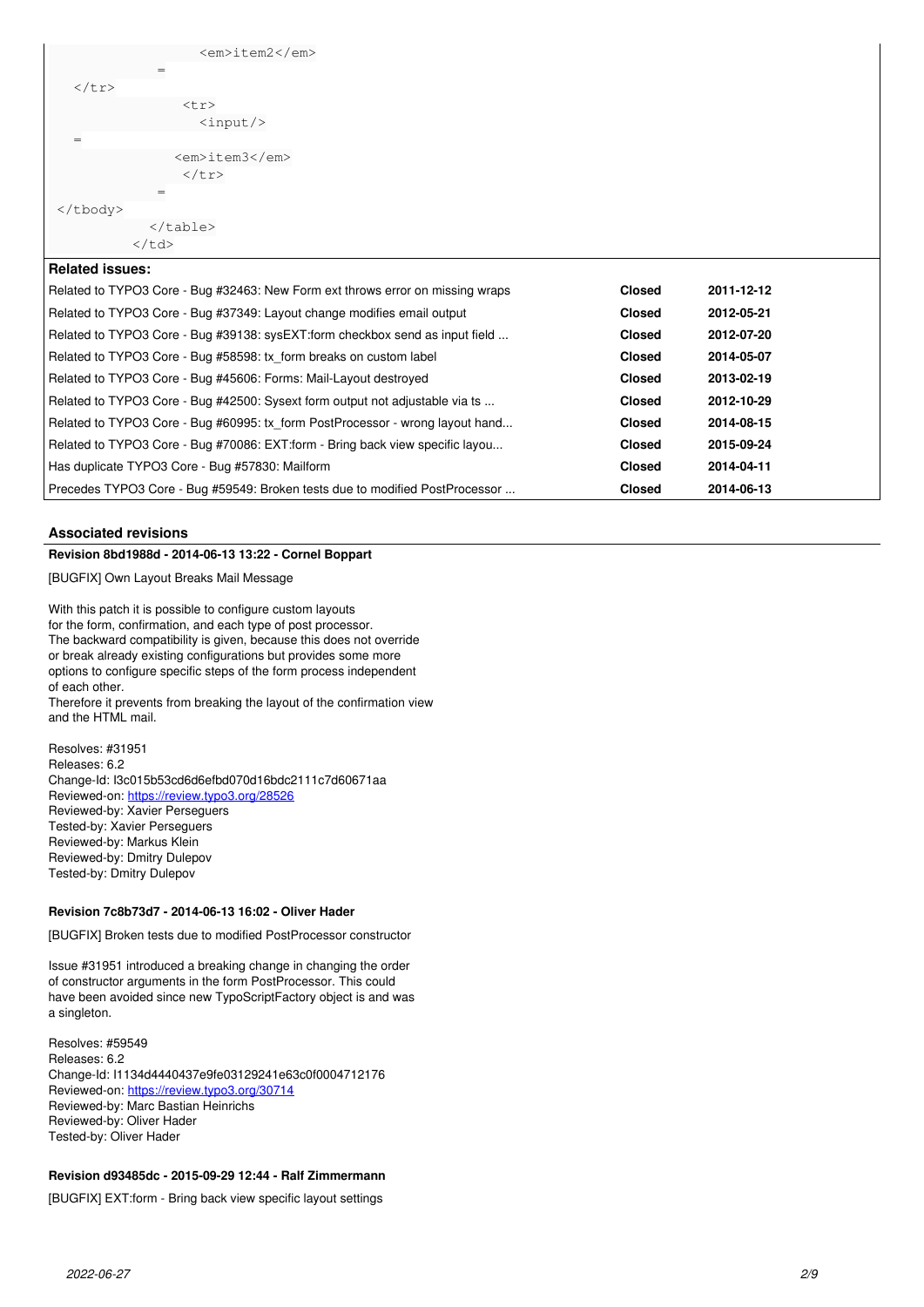```
                    <em>item2</em>
            =
    </tr>
                  <tr>
                    <input/>
    =
                 <em>item3</em>
                  </tr>
            =
  </tbody>
              </table>
          </td>
```

**Related issues:**

| | | |
|---|---|---|
| Related to TYPO3 Core - Bug #32463: New Form ext throws error on missing wraps | **Closed** | **2011-12-12** |
| Related to TYPO3 Core - Bug #37349: Layout change modifies email output | **Closed** | **2012-05-21** |
| Related to TYPO3 Core - Bug #39138: sysEXT:form checkbox send as input field ... | **Closed** | **2012-07-20** |
| Related to TYPO3 Core - Bug #58598: tx_form breaks on custom label | **Closed** | **2014-05-07** |
| Related to TYPO3 Core - Bug #45606: Forms: Mail-Layout destroyed | **Closed** | **2013-02-19** |
| Related to TYPO3 Core - Bug #42500: Sysext form output not adjustable via ts ... | **Closed** | **2012-10-29** |
| Related to TYPO3 Core - Bug #60995: tx_form PostProcessor - wrong layout hand... | **Closed** | **2014-08-15** |
| Related to TYPO3 Core - Bug #70086: EXT:form - Bring back view specific layou... | **Closed** | **2015-09-24** |
| Has duplicate TYPO3 Core - Bug #57830: Mailform | **Closed** | **2014-04-11** |
| Precedes TYPO3 Core - Bug #59549: Broken tests due to modified PostProcessor ... | **Closed** | **2014-06-13** |

### Associated revisions

**Revision 8bd1988d - 2014-06-13 13:22 - Cornel Boppart**

[BUGFIX] Own Layout Breaks Mail Message

With this patch it is possible to configure custom layouts
for the form, confirmation, and each type of post processor.
The backward compatibility is given, because this does not override
or break already existing configurations but provides some more
options to configure specific steps of the form process independent
of each other.
Therefore it prevents from breaking the layout of the confirmation view
and the HTML mail.

Resolves: #31951
Releases: 6.2
Change-Id: I3c015b53cd6d6efbd070d16bdc2111c7d60671aa
Reviewed-on: https://review.typo3.org/28526
Reviewed-by: Xavier Perseguers
Tested-by: Xavier Perseguers
Reviewed-by: Markus Klein
Reviewed-by: Dmitry Dulepov
Tested-by: Dmitry Dulepov

**Revision 7c8b73d7 - 2014-06-13 16:02 - Oliver Hader**

[BUGFIX] Broken tests due to modified PostProcessor constructor

Issue #31951 introduced a breaking change in changing the order
of constructor arguments in the form PostProcessor. This could
have been avoided since new TypoScriptFactory object is and was
a singleton.

Resolves: #59549
Releases: 6.2
Change-Id: I1134d4440437e9fe03129241e63c0f0004712176
Reviewed-on: https://review.typo3.org/30714
Reviewed-by: Marc Bastian Heinrichs
Reviewed-by: Oliver Hader
Tested-by: Oliver Hader

**Revision d93485dc - 2015-09-29 12:44 - Ralf Zimmermann**

[BUGFIX] EXT:form - Bring back view specific layout settings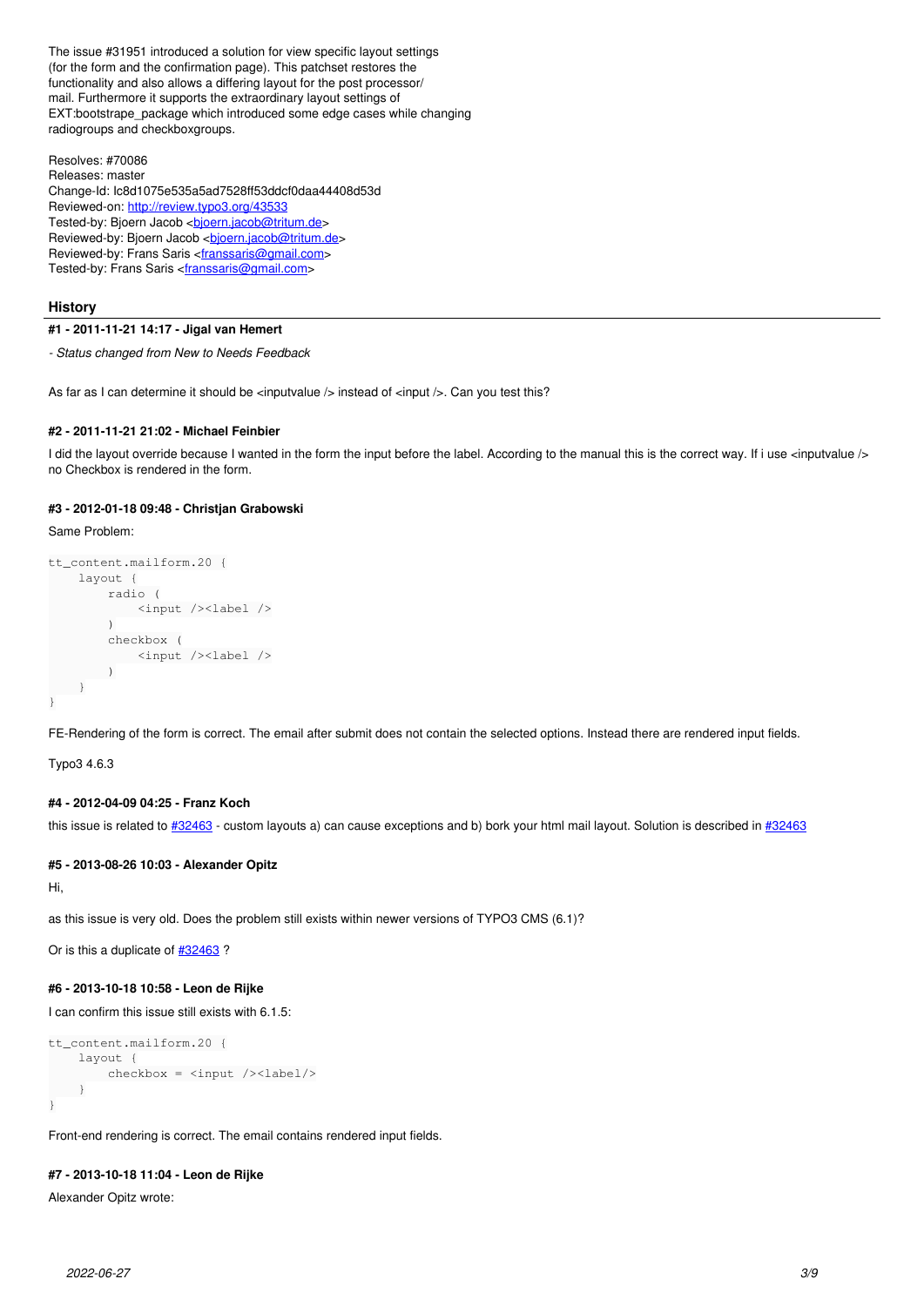The issue #31951 introduced a solution for view specific layout settings (for the form and the confirmation page). This patchset restores the functionality and also allows a differing layout for the post processor/ mail. Furthermore it supports the extraordinary layout settings of EXT:bootstrape_package which introduced some edge cases while changing radiogroups and checkboxgroups.

Resolves: #70086
Releases: master
Change-Id: Ic8d1075e535a5ad7528ff53ddcf0daa44408d53d
Reviewed-on: http://review.typo3.org/43533
Tested-by: Bjoern Jacob <bjoern.jacob@tritum.de>
Reviewed-by: Bjoern Jacob <bjoern.jacob@tritum.de>
Reviewed-by: Frans Saris <franssaris@gmail.com>
Tested-by: Frans Saris <franssaris@gmail.com>

## History

### #1 - 2011-11-21 14:17 - Jigal van Hemert

*- Status changed from New to Needs Feedback*

As far as I can determine it should be <inputvalue /> instead of <input />. Can you test this?

### #2 - 2011-11-21 21:02 - Michael Feinbier

I did the layout override because I wanted in the form the input before the label. According to the manual this is the correct way. If i use <inputvalue /> no Checkbox is rendered in the form.

### #3 - 2012-01-18 09:48 - Christjan Grabowski

Same Problem:

```
tt_content.mailform.20 {
    layout {
        radio (
            <input /><label />
        )
        checkbox (
            <input /><label />
        )
    }
}
```

FE-Rendering of the form is correct. The email after submit does not contain the selected options. Instead there are rendered input fields.

Typo3 4.6.3

### #4 - 2012-04-09 04:25 - Franz Koch

this issue is related to #32463 - custom layouts a) can cause exceptions and b) bork your html mail layout. Solution is described in #32463

### #5 - 2013-08-26 10:03 - Alexander Opitz

Hi,

as this issue is very old. Does the problem still exists within newer versions of TYPO3 CMS (6.1)?

Or is this a duplicate of #32463 ?

### #6 - 2013-10-18 10:58 - Leon de Rijke

I can confirm this issue still exists with 6.1.5:

```
tt_content.mailform.20 {
    layout {
        checkbox = <input /><label/>
    }
}
```

Front-end rendering is correct. The email contains rendered input fields.

### #7 - 2013-10-18 11:04 - Leon de Rijke

Alexander Opitz wrote: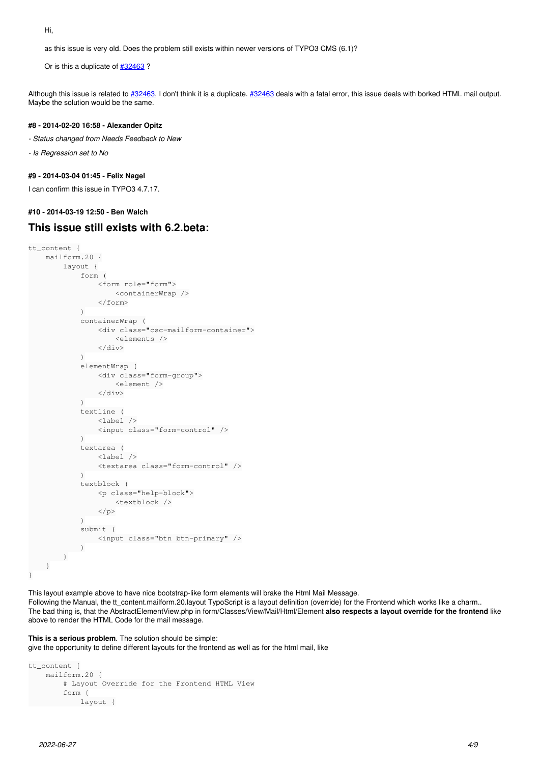Hi,

as this issue is very old. Does the problem still exists within newer versions of TYPO3 CMS (6.1)?

Or is this a duplicate of #32463 ?

Although this issue is related to #32463, I don't think it is a duplicate. #32463 deals with a fatal error, this issue deals with borked HTML mail output. Maybe the solution would be the same.

#### #8 - 2014-02-20 16:58 - Alexander Opitz

*- Status changed from Needs Feedback to New*

*- Is Regression set to No*

#### #9 - 2014-03-04 01:45 - Felix Nagel

I can confirm this issue in TYPO3 4.7.17.

#### #10 - 2014-03-19 12:50 - Ben Walch

## This issue still exists with 6.2.beta:

```
tt_content {
    mailform.20 {
        layout {
            form (
                <form role="form">
                    <containerWrap />
                </form>
            )
            containerWrap (
                <div class="csc-mailform-container">
                    <elements />
                </div>
            )
            elementWrap (
                <div class="form-group">
                    <element />
                </div>
            )
            textline (
                <label />
                <input class="form-control" />
            )
            textarea (
                <label />
                <textarea class="form-control" />
            )
            textblock (
                <p class="help-block">
                    <textblock />
                </p>
            )
            submit (
                <input class="btn btn-primary" />
            )
        }
    }
}
```

This layout example above to have nice bootstrap-like form elements will brake the Html Mail Message.
Following the Manual, the tt_content.mailform.20.layout TypoScript is a layout definition (override) for the Frontend which works like a charm..
The bad thing is, that the AbstractElementView.php in form/Classes/View/Mail/Html/Element **also respects a layout override for the frontend** like above to render the HTML Code for the mail message.

**This is a serious problem**. The solution should be simple:
give the opportunity to define different layouts for the frontend as well as for the html mail, like

```
tt_content {
    mailform.20 {
        # Layout Override for the Frontend HTML View
        form {
            layout {
```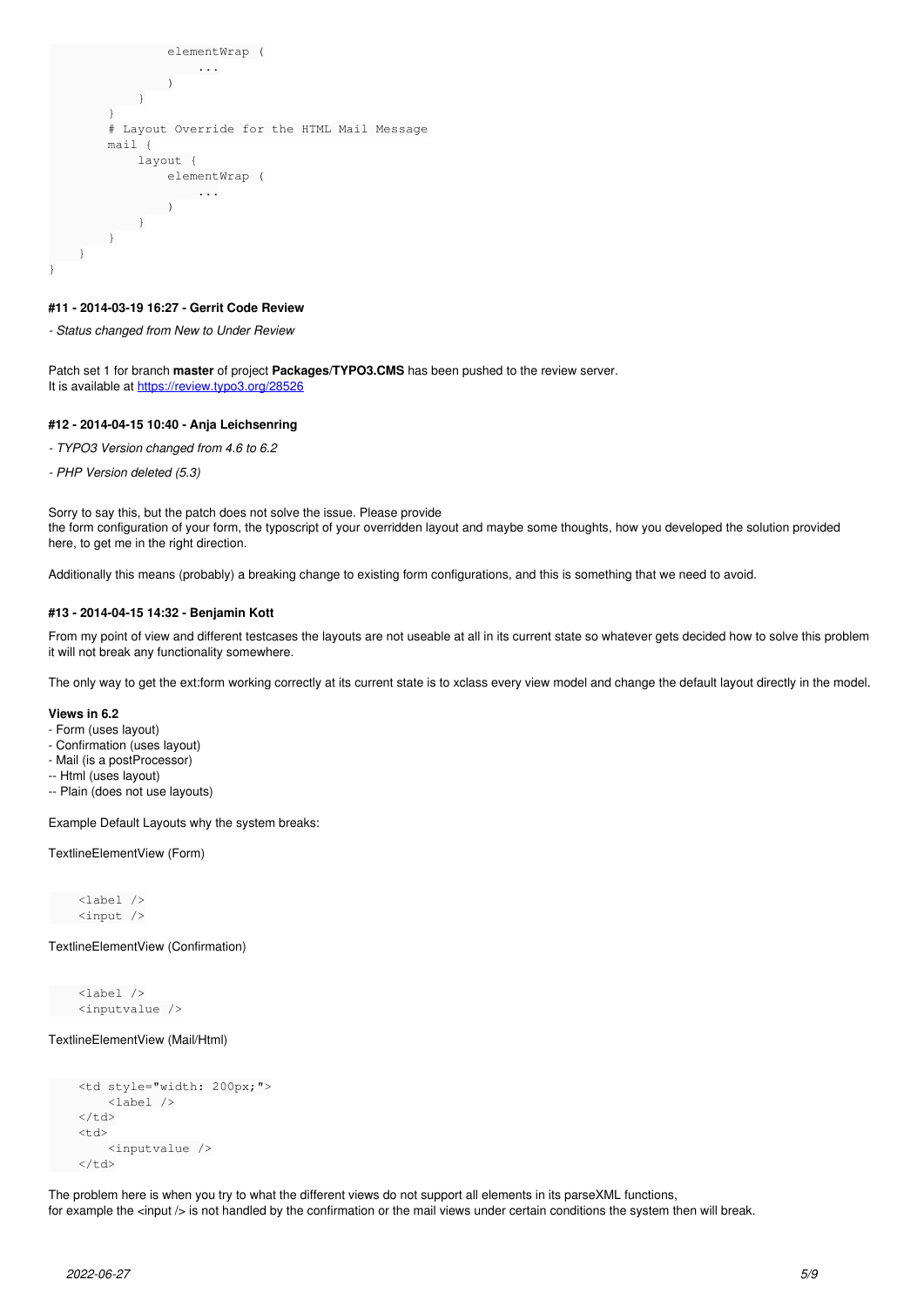```
                elementWrap (
                    ...
                )
            }
        }
        # Layout Override for the HTML Mail Message
        mail {
            layout {
                elementWrap (
                    ...
                )
            }
        }
    }
}
```

#### #11 - 2014-03-19 16:27 - Gerrit Code Review

*- Status changed from New to Under Review*

Patch set 1 for branch **master** of project **Packages/TYPO3.CMS** has been pushed to the review server.
It is available at https://review.typo3.org/28526

#### #12 - 2014-04-15 10:40 - Anja Leichsenring

*- TYPO3 Version changed from 4.6 to 6.2*

*- PHP Version deleted (5.3)*

Sorry to say this, but the patch does not solve the issue. Please provide
the form configuration of your form, the typoscript of your overridden layout and maybe some thoughts, how you developed the solution provided here, to get me in the right direction.

Additionally this means (probably) a breaking change to existing form configurations, and this is something that we need to avoid.

#### #13 - 2014-04-15 14:32 - Benjamin Kott

From my point of view and different testcases the layouts are not useable at all in its current state so whatever gets decided how to solve this problem it will not break any functionality somewhere.

The only way to get the ext:form working correctly at its current state is to xclass every view model and change the default layout directly in the model.

**Views in 6.2**
- Form (uses layout)
- Confirmation (uses layout)
- Mail (is a postProcessor)
-- Html (uses layout)
-- Plain (does not use layouts)

Example Default Layouts why the system breaks:

TextlineElementView (Form)

```
<label />
<input />
```

TextlineElementView (Confirmation)

```
<label />
<inputvalue />
```

TextlineElementView (Mail/Html)

```
<td style="width: 200px;">
    <label />
</td>
<td>
    <inputvalue />
</td>
```

The problem here is when you try to what the different views do not support all elements in its parseXML functions,
for example the <input /> is not handled by the confirmation or the mail views under certain conditions the system then will break.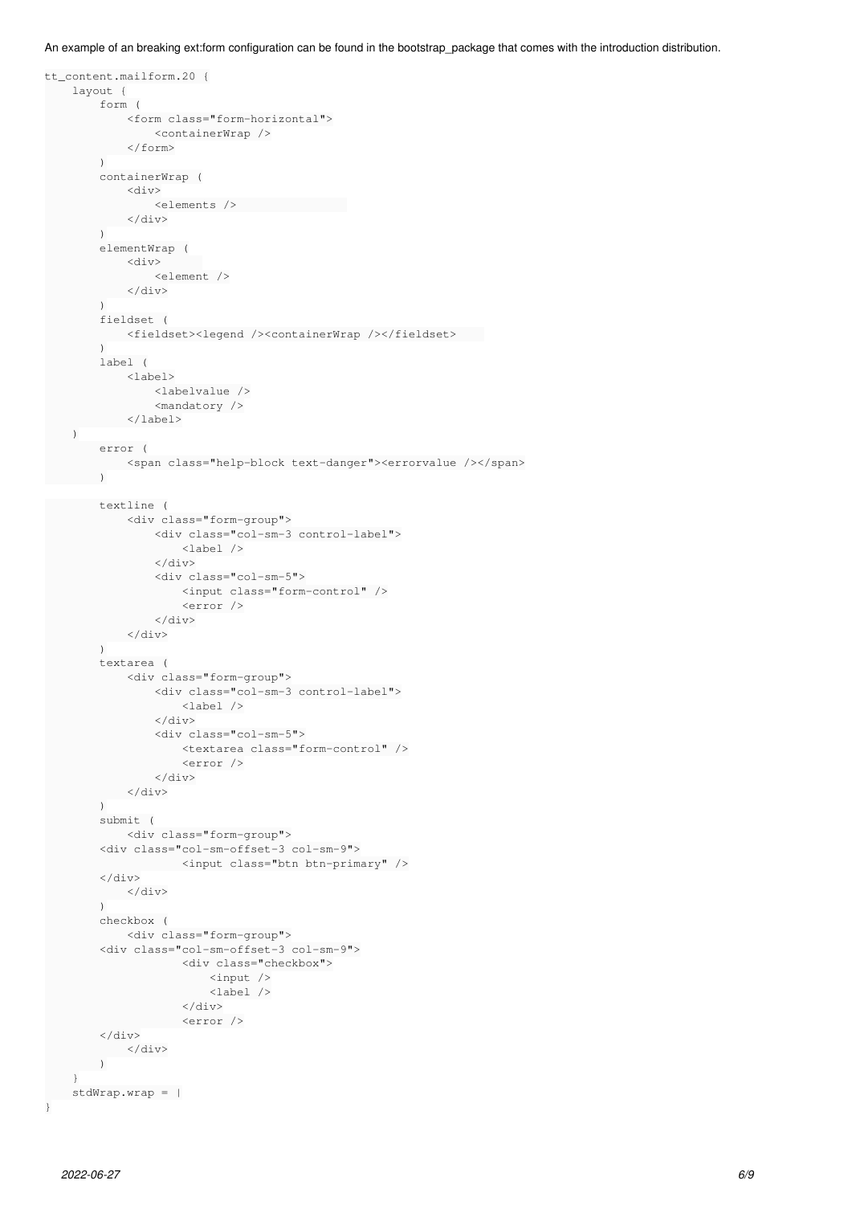An example of an breaking ext:form configuration can be found in the bootstrap_package that comes with the introduction distribution.

```
tt_content.mailform.20 {
    layout {
        form (
            <form class="form-horizontal">
                <containerWrap />
            </form>
        )
        containerWrap (
            <div>
                <elements />
            </div>
        )
        elementWrap (
            <div>
                <element />
            </div>
        )
        fieldset (
            <fieldset><legend /><containerWrap /></fieldset>
        )
        label (
            <label>
                <labelvalue />
                <mandatory />
            </label>
    )
        error (
            <span class="help-block text-danger"><errorvalue /></span>
        )

        textline (
            <div class="form-group">
                <div class="col-sm-3 control-label">
                    <label />
                </div>
                <div class="col-sm-5">
                    <input class="form-control" />
                    <error />
                </div>
            </div>
        )
        textarea (
            <div class="form-group">
                <div class="col-sm-3 control-label">
                    <label />
                </div>
                <div class="col-sm-5">
                    <textarea class="form-control" />
                    <error />
                </div>
            </div>
        )
        submit (
            <div class="form-group">
        <div class="col-sm-offset-3 col-sm-9">
                    <input class="btn btn-primary" />
        </div>
            </div>
        )
        checkbox (
            <div class="form-group">
        <div class="col-sm-offset-3 col-sm-9">
                    <div class="checkbox">
                        <input />
                        <label />
                    </div>
                    <error />
        </div>
            </div>
        )
    }
    stdWrap.wrap = |
}
```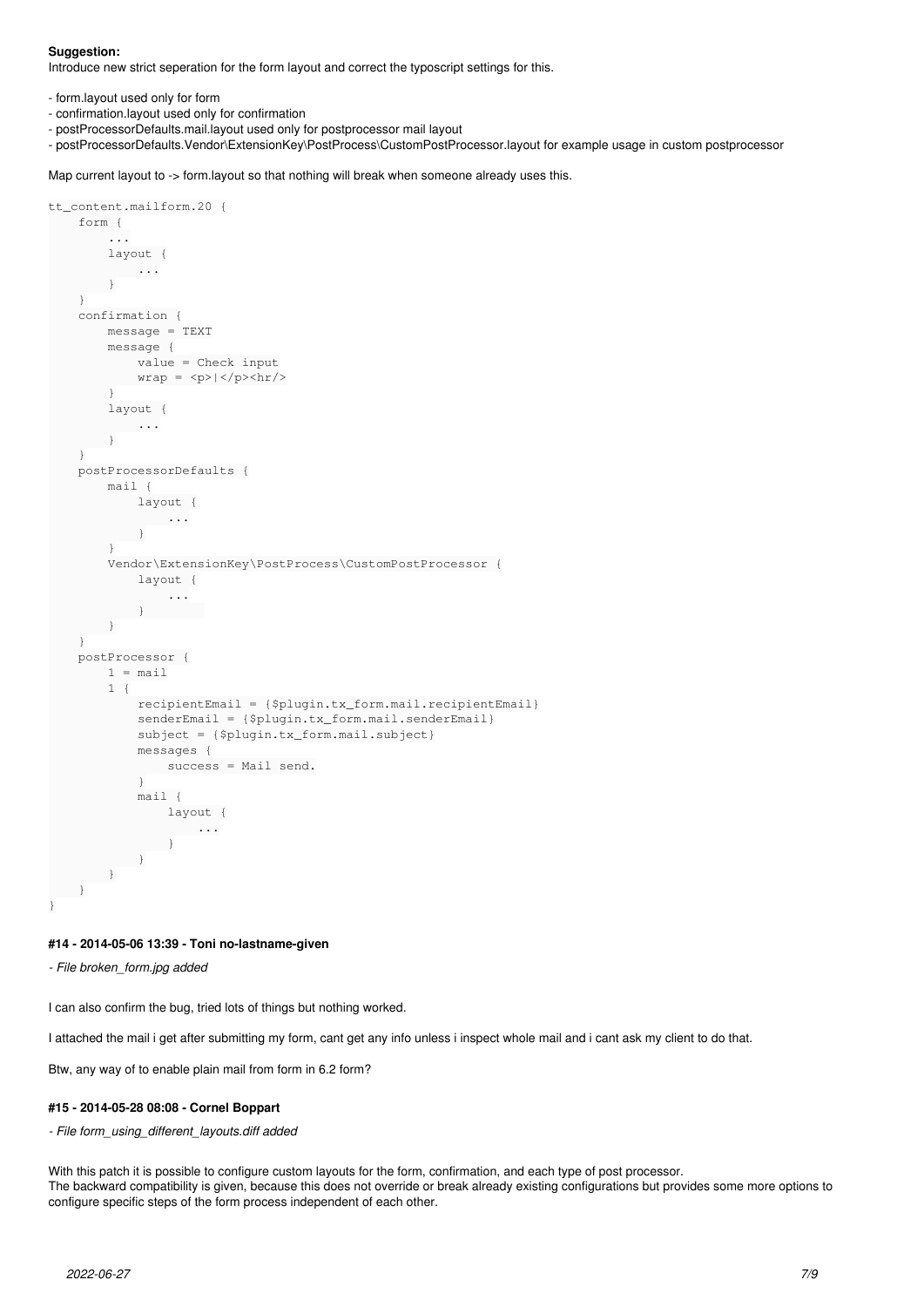**Suggestion:**
Introduce new strict seperation for the form layout and correct the typoscript settings for this.

- form.layout used only for form
- confirmation.layout used only for confirmation
- postProcessorDefaults.mail.layout used only for postprocessor mail layout
- postProcessorDefaults.Vendor\ExtensionKey\PostProcess\CustomPostProcessor.layout for example usage in custom postprocessor

Map current layout to -> form.layout so that nothing will break when someone already uses this.

```
tt_content.mailform.20 {
    form {
        ...
        layout {
            ...
        }
    }
    confirmation {
        message = TEXT
        message {
            value = Check input
            wrap = <p>|</p><hr/>
        }
        layout {
            ...
        }
    }
    postProcessorDefaults {
        mail {
            layout {
                ...
            }
        }
        Vendor\ExtensionKey\PostProcess\CustomPostProcessor {
            layout {
                ...
            }
        }
    }
    postProcessor {
        1 = mail
        1 {
            recipientEmail = {$plugin.tx_form.mail.recipientEmail}
            senderEmail = {$plugin.tx_form.mail.senderEmail}
            subject = {$plugin.tx_form.mail.subject}
            messages {
                success = Mail send.
            }
            mail {
                layout {
                    ...
                }
            }
        }
    }
}
```

#### #14 - 2014-05-06 13:39 - Toni no-lastname-given

*- File broken_form.jpg added*

I can also confirm the bug, tried lots of things but nothing worked.

I attached the mail i get after submitting my form, cant get any info unless i inspect whole mail and i cant ask my client to do that.

Btw, any way of to enable plain mail from form in 6.2 form?

#### #15 - 2014-05-28 08:08 - Cornel Boppart

*- File form_using_different_layouts.diff added*

With this patch it is possible to configure custom layouts for the form, confirmation, and each type of post processor.
The backward compatibility is given, because this does not override or break already existing configurations but provides some more options to configure specific steps of the form process independent of each other.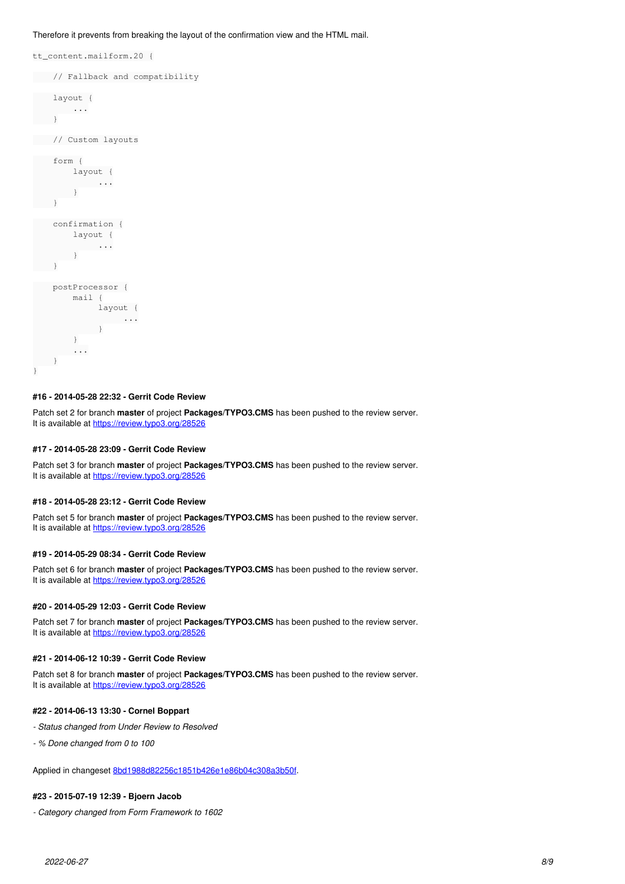Therefore it prevents from breaking the layout of the confirmation view and the HTML mail.

```
tt_content.mailform.20 {
    // Fallback and compatibility
    layout {
        ...
    }
    // Custom layouts
    form {
        layout {
            ...
        }
    }
    confirmation {
        layout {
            ...
        }
    }
    postProcessor {
        mail {
            layout {
                ...
            }
        }
        ...
    }
}
```

#### #16 - 2014-05-28 22:32 - Gerrit Code Review

Patch set 2 for branch **master** of project **Packages/TYPO3.CMS** has been pushed to the review server.
It is available at https://review.typo3.org/28526

#### #17 - 2014-05-28 23:09 - Gerrit Code Review

Patch set 3 for branch **master** of project **Packages/TYPO3.CMS** has been pushed to the review server.
It is available at https://review.typo3.org/28526

#### #18 - 2014-05-28 23:12 - Gerrit Code Review

Patch set 5 for branch **master** of project **Packages/TYPO3.CMS** has been pushed to the review server.
It is available at https://review.typo3.org/28526

#### #19 - 2014-05-29 08:34 - Gerrit Code Review

Patch set 6 for branch **master** of project **Packages/TYPO3.CMS** has been pushed to the review server.
It is available at https://review.typo3.org/28526

#### #20 - 2014-05-29 12:03 - Gerrit Code Review

Patch set 7 for branch **master** of project **Packages/TYPO3.CMS** has been pushed to the review server.
It is available at https://review.typo3.org/28526

#### #21 - 2014-06-12 10:39 - Gerrit Code Review

Patch set 8 for branch **master** of project **Packages/TYPO3.CMS** has been pushed to the review server.
It is available at https://review.typo3.org/28526

#### #22 - 2014-06-13 13:30 - Cornel Boppart

- *Status changed from Under Review to Resolved*
- *% Done changed from 0 to 100*

Applied in changeset 8bd1988d82256c1851b426e1e86b04c308a3b50f.

#### #23 - 2015-07-19 12:39 - Bjoern Jacob

- *Category changed from Form Framework to 1602*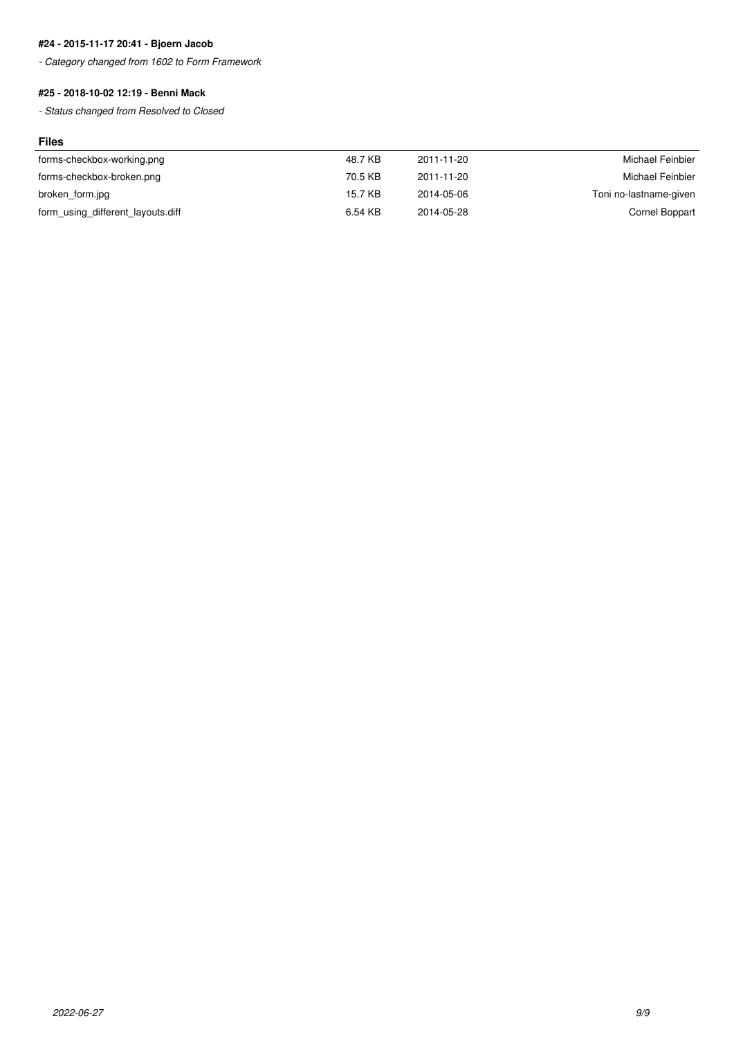#### #24 - 2015-11-17 20:41 - Bjoern Jacob

*- Category changed from 1602 to Form Framework*

#### #25 - 2018-10-02 12:19 - Benni Mack

*- Status changed from Resolved to Closed*

### Files

| | | | |
|---|---|---|---|
| forms-checkbox-working.png | 48.7 KB | 2011-11-20 | Michael Feinbier |
| forms-checkbox-broken.png | 70.5 KB | 2011-11-20 | Michael Feinbier |
| broken_form.jpg | 15.7 KB | 2014-05-06 | Toni no-lastname-given |
| form_using_different_layouts.diff | 6.54 KB | 2014-05-28 | Cornel Boppart |